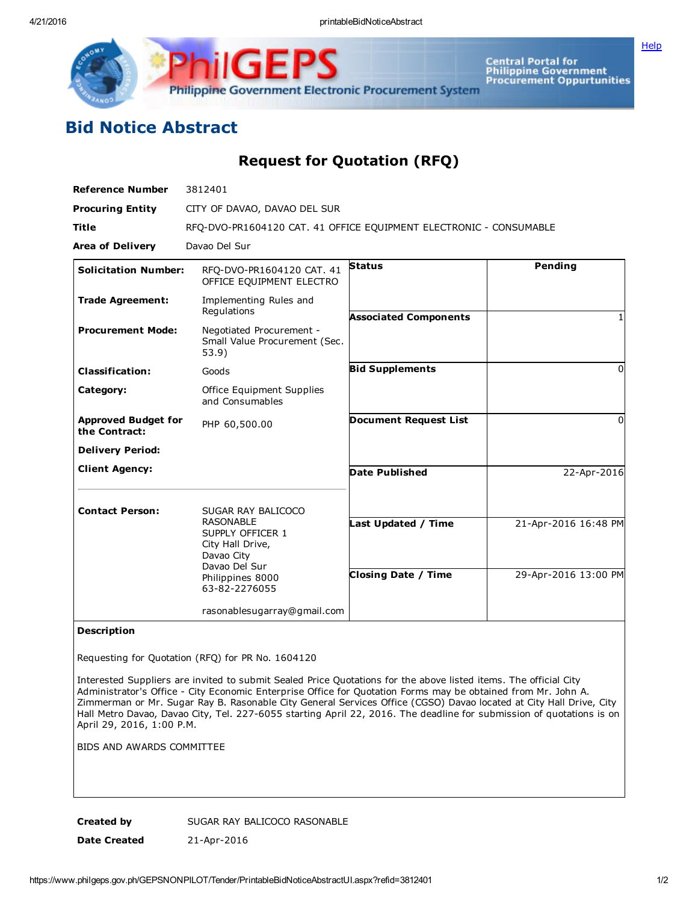# Bid Notice Abstract

## Request for Quotation (RFQ)

| | |
|---|---|
| **Reference Number** | 3812401 |
| **Procuring Entity** | CITY OF DAVAO, DAVAO DEL SUR |
| **Title** | RFQ-DVO-PR1604120 CAT. 41 OFFICE EQUIPMENT ELECTRONIC - CONSUMABLE |
| **Area of Delivery** | Davao Del Sur |

| | | | |
|---|---|---|---|
| **Solicitation Number:** | RFQ-DVO-PR1604120 CAT. 41 OFFICE EQUIPMENT ELECTRO | **Status** | Pending |
| **Trade Agreement:** | Implementing Rules and Regulations | **Associated Components** | 1 |
| **Procurement Mode:** | Negotiated Procurement - Small Value Procurement (Sec. 53.9) | **Bid Supplements** | 0 |
| **Classification:** | Goods | **Document Request List** | 0 |
| **Category:** | Office Equipment Supplies and Consumables | **Date Published** | 22-Apr-2016 |
| **Approved Budget for the Contract:** | PHP 60,500.00 | **Last Updated / Time** | 21-Apr-2016 16:48 PM |
| **Delivery Period:** | | **Closing Date / Time** | 29-Apr-2016 13:00 PM |
| **Client Agency:** | | | |
| **Contact Person:** | SUGAR RAY BALICOCO RASONABLE<br>SUPPLY OFFICER 1<br>City Hall Drive,<br>Davao City<br>Davao Del Sur<br>Philippines 8000<br>63-82-2276055<br><br>rasonablesugarray@gmail.com | | |

**Description**

Requesting for Quotation (RFQ) for PR No. 1604120

Interested Suppliers are invited to submit Sealed Price Quotations for the above listed items. The official City Administrator's Office - City Economic Enterprise Office for Quotation Forms may be obtained from Mr. John A. Zimmerman or Mr. Sugar Ray B. Rasonable City General Services Office (CGSO) Davao located at City Hall Drive, City Hall Metro Davao, Davao City, Tel. 227-6055 starting April 22, 2016. The deadline for submission of quotations is on April 29, 2016, 1:00 P.M.

BIDS AND AWARDS COMMITTEE

| | |
|---|---|
| **Created by** | SUGAR RAY BALICOCO RASONABLE |
| **Date Created** | 21-Apr-2016 |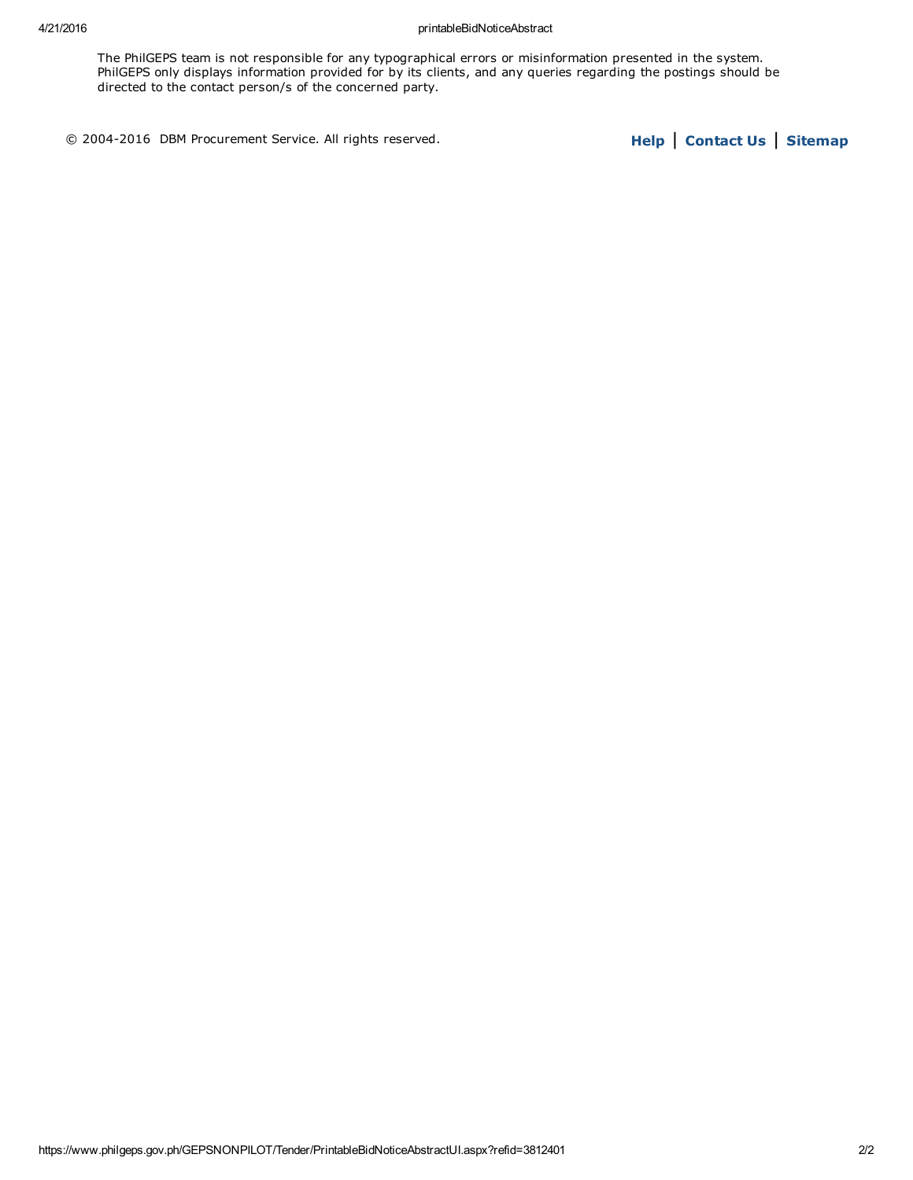The PhilGEPS team is not responsible for any typographical errors or misinformation presented in the system. PhilGEPS only displays information provided for by its clients, and any queries regarding the postings should be directed to the contact person/s of the concerned party.

© 2004-2016 DBM Procurement Service. All rights reserved.

**Help** | **Contact Us** | **Sitemap**